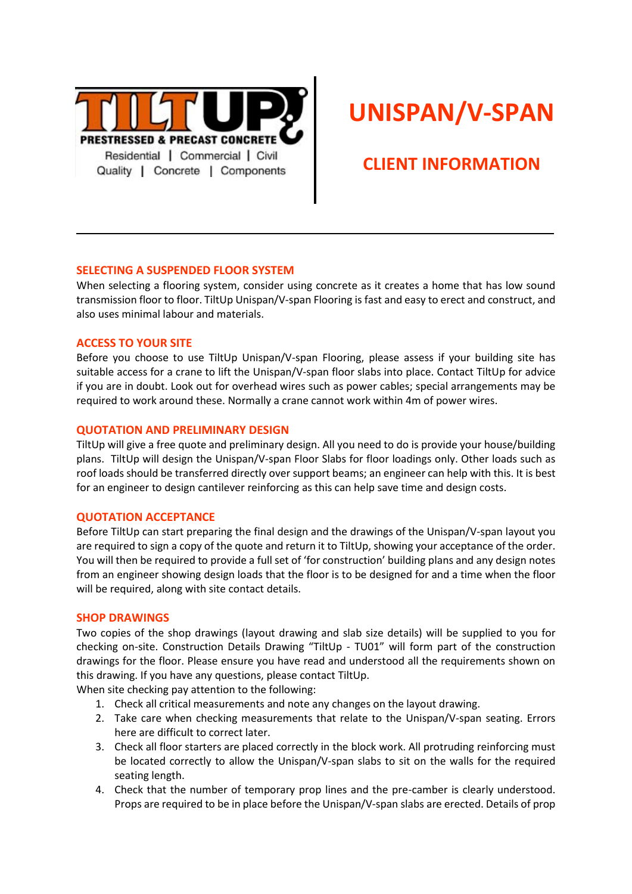TILTUP PRESTRESSED & PRECAST CONCRETE
Residential | Commercial | Civil
Quality | Concrete | Components

# UNISPAN/V-SPAN

## CLIENT INFORMATION

---

### SELECTING A SUSPENDED FLOOR SYSTEM

When selecting a flooring system, consider using concrete as it creates a home that has low sound transmission floor to floor. TiltUp Unispan/V-span Flooring is fast and easy to erect and construct, and also uses minimal labour and materials.

### ACCESS TO YOUR SITE

Before you choose to use TiltUp Unispan/V-span Flooring, please assess if your building site has suitable access for a crane to lift the Unispan/V-span floor slabs into place. Contact TiltUp for advice if you are in doubt. Look out for overhead wires such as power cables; special arrangements may be required to work around these. Normally a crane cannot work within 4m of power wires.

### QUOTATION AND PRELIMINARY DESIGN

TiltUp will give a free quote and preliminary design. All you need to do is provide your house/building plans. TiltUp will design the Unispan/V-span Floor Slabs for floor loadings only. Other loads such as roof loads should be transferred directly over support beams; an engineer can help with this. It is best for an engineer to design cantilever reinforcing as this can help save time and design costs.

### QUOTATION ACCEPTANCE

Before TiltUp can start preparing the final design and the drawings of the Unispan/V-span layout you are required to sign a copy of the quote and return it to TiltUp, showing your acceptance of the order. You will then be required to provide a full set of 'for construction' building plans and any design notes from an engineer showing design loads that the floor is to be designed for and a time when the floor will be required, along with site contact details.

### SHOP DRAWINGS

Two copies of the shop drawings (layout drawing and slab size details) will be supplied to you for checking on-site. Construction Details Drawing "TiltUp - TU01" will form part of the construction drawings for the floor. Please ensure you have read and understood all the requirements shown on this drawing. If you have any questions, please contact TiltUp.

When site checking pay attention to the following:

1. Check all critical measurements and note any changes on the layout drawing.
2. Take care when checking measurements that relate to the Unispan/V-span seating. Errors here are difficult to correct later.
3. Check all floor starters are placed correctly in the block work. All protruding reinforcing must be located correctly to allow the Unispan/V-span slabs to sit on the walls for the required seating length.
4. Check that the number of temporary prop lines and the pre-camber is clearly understood. Props are required to be in place before the Unispan/V-span slabs are erected. Details of prop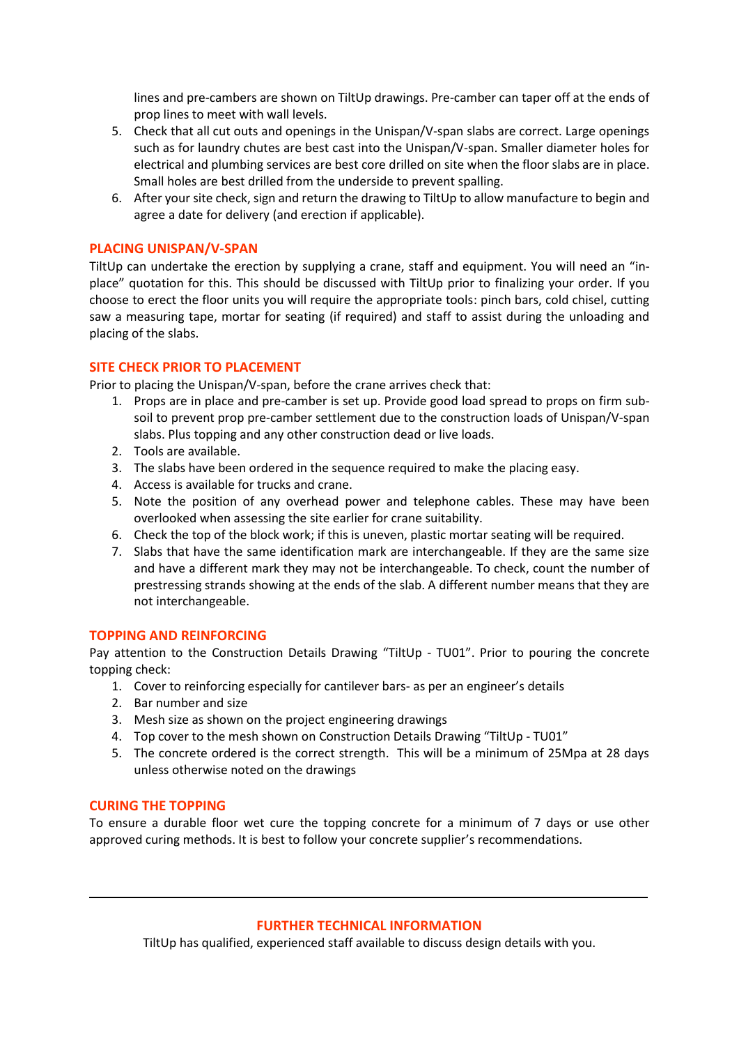lines and pre-cambers are shown on TiltUp drawings. Pre-camber can taper off at the ends of prop lines to meet with wall levels.

5. Check that all cut outs and openings in the Unispan/V-span slabs are correct. Large openings such as for laundry chutes are best cast into the Unispan/V-span. Smaller diameter holes for electrical and plumbing services are best core drilled on site when the floor slabs are in place. Small holes are best drilled from the underside to prevent spalling.
6. After your site check, sign and return the drawing to TiltUp to allow manufacture to begin and agree a date for delivery (and erection if applicable).

## PLACING UNISPAN/V-SPAN

TiltUp can undertake the erection by supplying a crane, staff and equipment. You will need an "in-place" quotation for this. This should be discussed with TiltUp prior to finalizing your order. If you choose to erect the floor units you will require the appropriate tools: pinch bars, cold chisel, cutting saw a measuring tape, mortar for seating (if required) and staff to assist during the unloading and placing of the slabs.

## SITE CHECK PRIOR TO PLACEMENT

Prior to placing the Unispan/V-span, before the crane arrives check that:

1. Props are in place and pre-camber is set up. Provide good load spread to props on firm sub-soil to prevent prop pre-camber settlement due to the construction loads of Unispan/V-span slabs. Plus topping and any other construction dead or live loads.
2. Tools are available.
3. The slabs have been ordered in the sequence required to make the placing easy.
4. Access is available for trucks and crane.
5. Note the position of any overhead power and telephone cables. These may have been overlooked when assessing the site earlier for crane suitability.
6. Check the top of the block work; if this is uneven, plastic mortar seating will be required.
7. Slabs that have the same identification mark are interchangeable. If they are the same size and have a different mark they may not be interchangeable. To check, count the number of prestressing strands showing at the ends of the slab. A different number means that they are not interchangeable.

## TOPPING AND REINFORCING

Pay attention to the Construction Details Drawing "TiltUp - TU01". Prior to pouring the concrete topping check:

1. Cover to reinforcing especially for cantilever bars- as per an engineer's details
2. Bar number and size
3. Mesh size as shown on the project engineering drawings
4. Top cover to the mesh shown on Construction Details Drawing "TiltUp - TU01"
5. The concrete ordered is the correct strength. This will be a minimum of 25Mpa at 28 days unless otherwise noted on the drawings

## CURING THE TOPPING

To ensure a durable floor wet cure the topping concrete for a minimum of 7 days or use other approved curing methods. It is best to follow your concrete supplier's recommendations.

---

## FURTHER TECHNICAL INFORMATION

TiltUp has qualified, experienced staff available to discuss design details with you.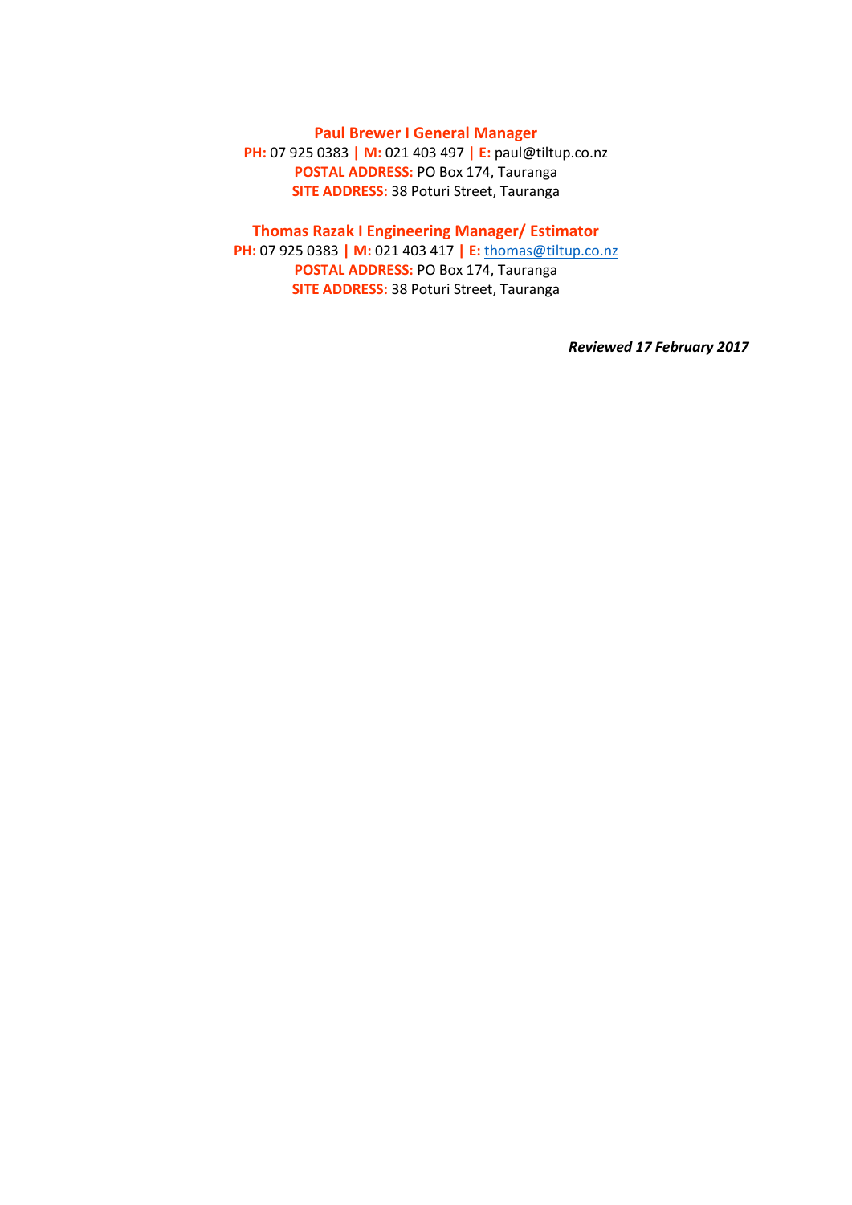**Paul Brewer I General Manager**
**PH:** 07 925 0383 **|** **M:** 021 403 497 **|** **E:** paul@tiltup.co.nz
**POSTAL ADDRESS:** PO Box 174, Tauranga
**SITE ADDRESS:** 38 Poturi Street, Tauranga

**Thomas Razak I Engineering Manager/ Estimator**
**PH:** 07 925 0383 **|** **M:** 021 403 417 **|** **E:** thomas@tiltup.co.nz
**POSTAL ADDRESS:** PO Box 174, Tauranga
**SITE ADDRESS:** 38 Poturi Street, Tauranga

***Reviewed 17 February 2017***